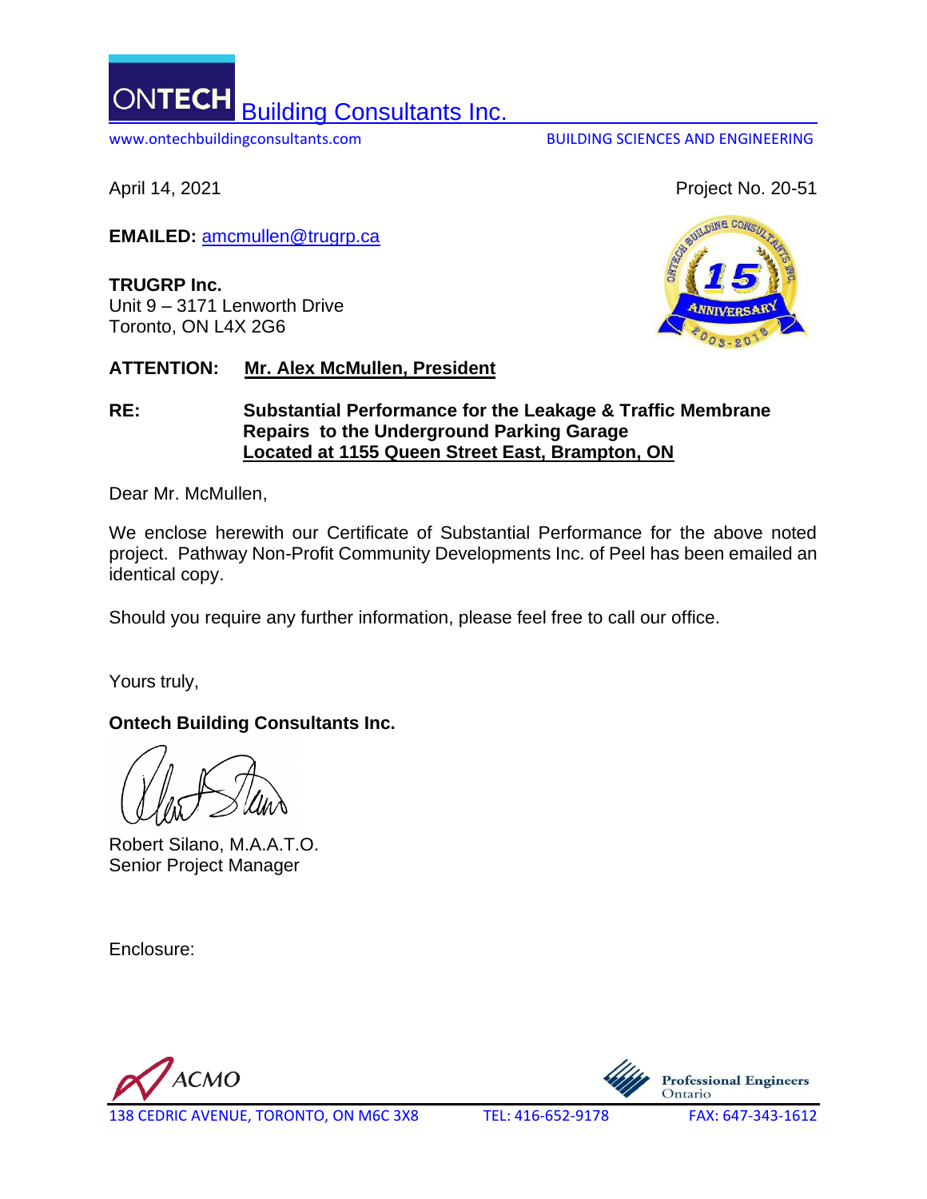**ONTECH** Building Consultants Inc.

www.ontechbuildingconsultants.com BUILDING SCIENCES AND ENGINEERING

April 14, 2021

Project No. 20-51

**EMAILED:** amcmullen@trugrp.ca

**TRUGRP Inc.**
Unit 9 – 3171 Lenworth Drive
Toronto, ON L4X 2G6

**ATTENTION:** **Mr. Alex McMullen, President**

**RE:** **Substantial Performance for the Leakage & Traffic Membrane Repairs to the Underground Parking Garage Located at 1155 Queen Street East, Brampton, ON**

Dear Mr. McMullen,

We enclose herewith our Certificate of Substantial Performance for the above noted project. Pathway Non-Profit Community Developments Inc. of Peel has been emailed an identical copy.

Should you require any further information, please feel free to call our office.

Yours truly,

**Ontech Building Consultants Inc.**

Robert Silano, M.A.A.T.O.
Senior Project Manager

Enclosure:

138 CEDRIC AVENUE, TORONTO, ON M6C 3X8 TEL: 416-652-9178 FAX: 647-343-1612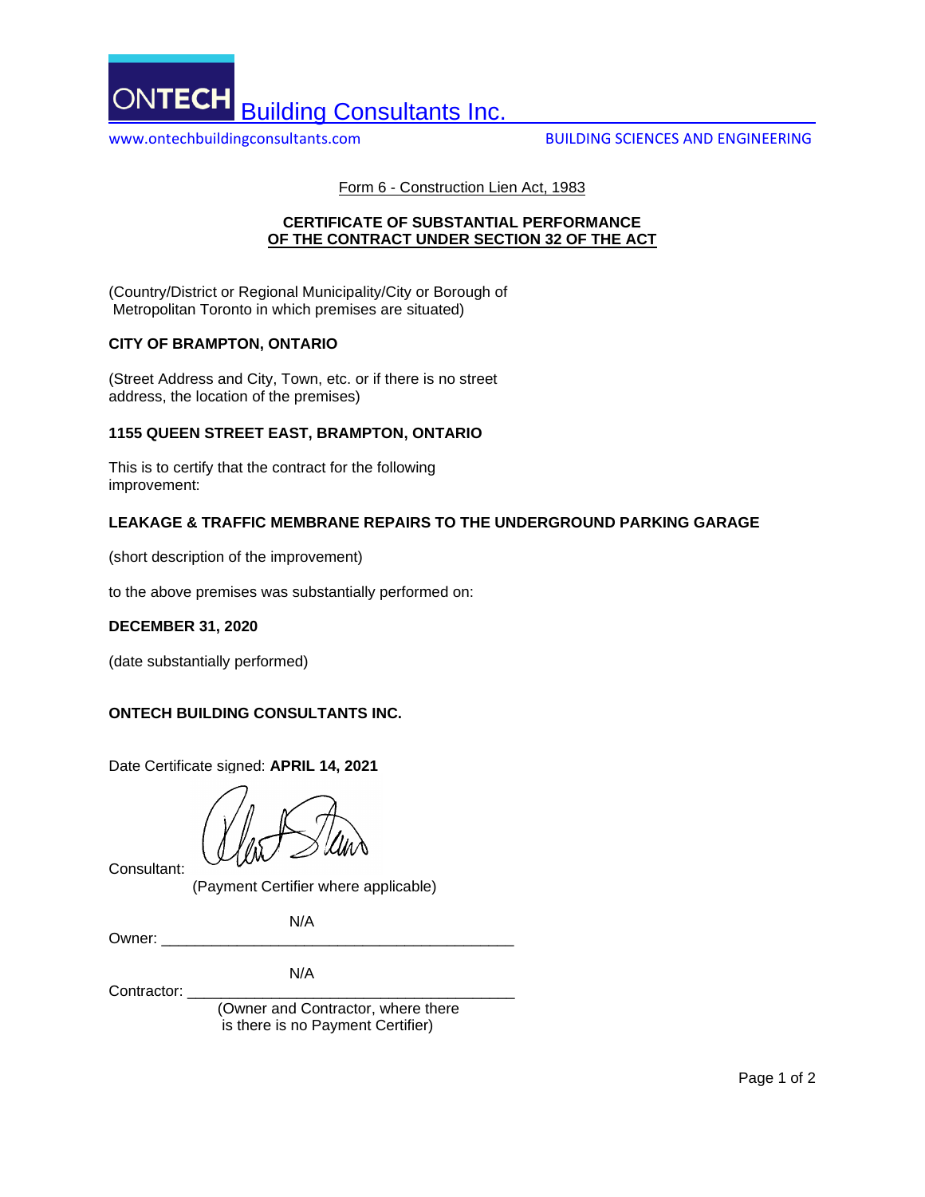ONTECH Building Consultants Inc.

www.ontechbuildingconsultants.com BUILDING SCIENCES AND ENGINEERING

Form 6 - Construction Lien Act, 1983

**CERTIFICATE OF SUBSTANTIAL PERFORMANCE OF THE CONTRACT UNDER SECTION 32 OF THE ACT**

(Country/District or Regional Municipality/City or Borough of Metropolitan Toronto in which premises are situated)

**CITY OF BRAMPTON, ONTARIO**

(Street Address and City, Town, etc. or if there is no street address, the location of the premises)

**1155 QUEEN STREET EAST, BRAMPTON, ONTARIO**

This is to certify that the contract for the following improvement:

**LEAKAGE & TRAFFIC MEMBRANE REPAIRS TO THE UNDERGROUND PARKING GARAGE**

(short description of the improvement)

to the above premises was substantially performed on:

**DECEMBER 31, 2020**

(date substantially performed)

**ONTECH BUILDING CONSULTANTS INC.**

Date Certificate signed: **APRIL 14, 2021**

Consultant:

(Payment Certifier where applicable)

Owner: N/A

Contractor: N/A

(Owner and Contractor, where there is there is no Payment Certifier)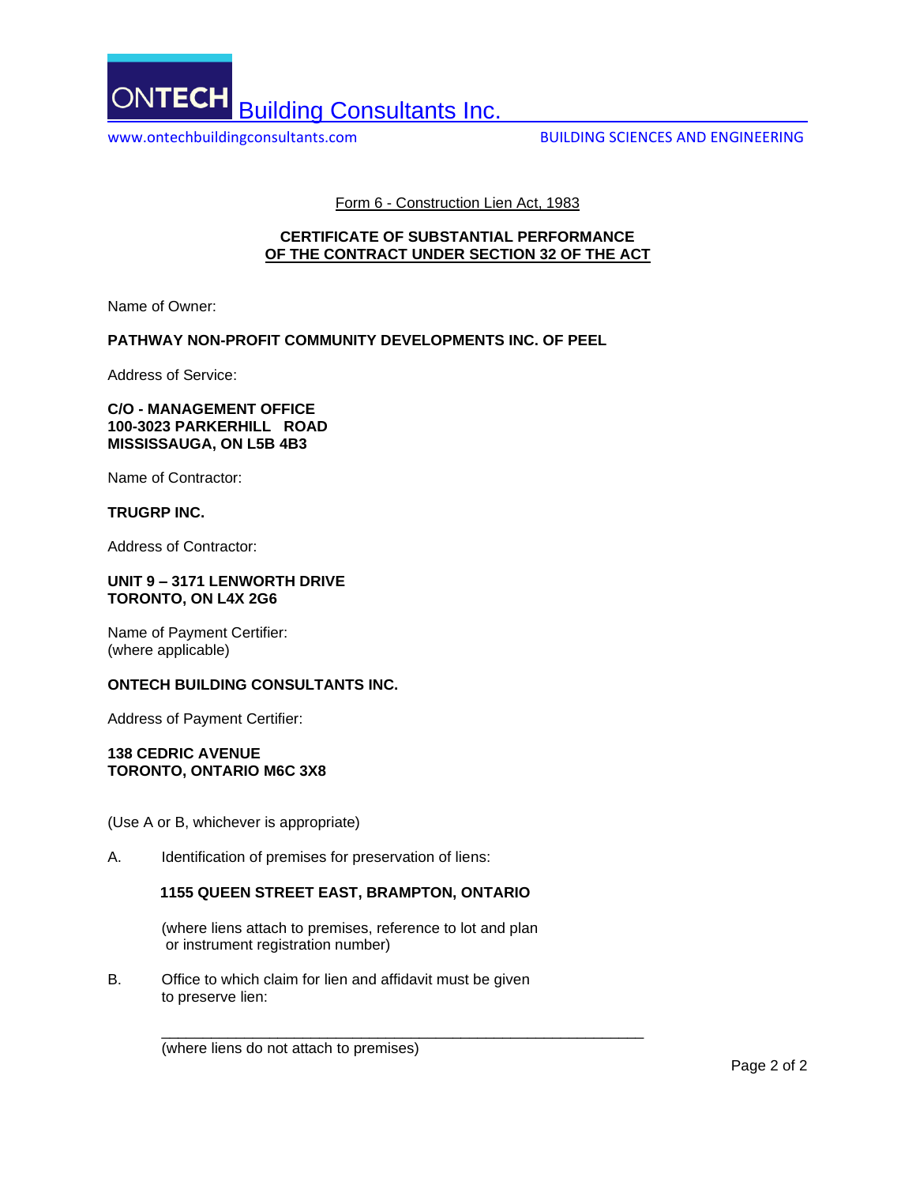# ONTECH Building Consultants Inc.

www.ontechbuildingconsultants.com BUILDING SCIENCES AND ENGINEERING

Form 6 - Construction Lien Act, 1983

**CERTIFICATE OF SUBSTANTIAL PERFORMANCE**
**OF THE CONTRACT UNDER SECTION 32 OF THE ACT**

Name of Owner:

**PATHWAY NON-PROFIT COMMUNITY DEVELOPMENTS INC. OF PEEL**

Address of Service:

**C/O - MANAGEMENT OFFICE**
**100-3023 PARKERHILL ROAD**
**MISSISSAUGA, ON L5B 4B3**

Name of Contractor:

**TRUGRP INC.**

Address of Contractor:

**UNIT 9 – 3171 LENWORTH DRIVE**
**TORONTO, ON L4X 2G6**

Name of Payment Certifier:
(where applicable)

**ONTECH BUILDING CONSULTANTS INC.**

Address of Payment Certifier:

**138 CEDRIC AVENUE**
**TORONTO, ONTARIO M6C 3X8**

(Use A or B, whichever is appropriate)

A. Identification of premises for preservation of liens:

**1155 QUEEN STREET EAST, BRAMPTON, ONTARIO**

(where liens attach to premises, reference to lot and plan or instrument registration number)

B. Office to which claim for lien and affidavit must be given to preserve lien:

______________________________________________________
(where liens do not attach to premises)